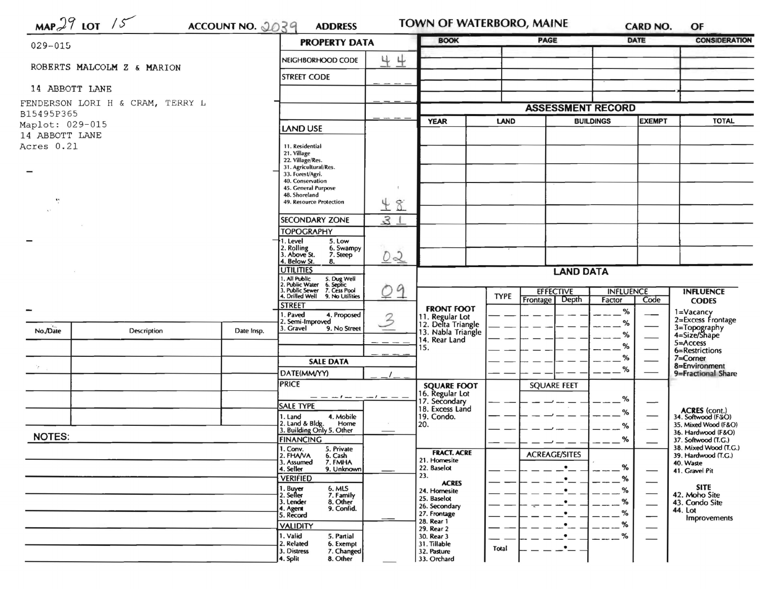MAP 29 LOT 15 ACCOUNT NO. 2039 ADDRESS **TOWN OF WATERBORO, MAINE** CARD NO. OF

029-015

ROBERTS MALCOLM Z & MARION

14 ABBOTT LANE

FENDERSON LORI H & CRAM, TERRY L
B15495P365
Maplot: 029-015
14 ABBOTT LANE
Acres 0.21

| No./Date | Description | Date Insp. |
|---|---|---|
| | | |
| | | |
| | | |
| | | |
| | | |

**NOTES:**

## PROPERTY DATA

| Field | Value |
|---|---|
| NEIGHBORHOOD CODE | 44 |
| STREET CODE | |
| LAND USE (11. Residential, 21. Village, 22. Village/Res., 31. Agricultural/Res., 33. Forest/Agri., 40. Conservation, 45. General Purpose, 48. Shoreland, 49. Resource Protection) | 48 |
| SECONDARY ZONE | 31 |
| TOPOGRAPHY (1. Level, 2. Rolling, 3. Above St., 4. Below St., 5. Low, 6. Swampy, 7. Steep, 8.) | 02 |
| UTILITIES (1. All Public, 2. Public Water, 3. Public Sewer, 4. Drilled Well, 5. Dug Well, 6. Septic, 7. Cess Pool, 9. No Utilities) | 09 |
| STREET (1. Paved, 2. Semi-Improved, 3. Gravel, 4. Proposed, 9. No Street) | 3 |

## SALE DATA

| Field | Value |
|---|---|
| DATE(MM/YY) | / |
| PRICE | |
| SALE TYPE (1. Land, 2. Land & Bldg., 3. Building Only, 4. Mobile Home, 5. Other) | |
| FINANCING (1. Conv., 2. FHA/VA, 3. Assumed, 4. Seller, 5. Private, 6. Cash, 7. FMHA, 9. Unknown) | |
| VERIFIED (1. Buyer, 2. Seller, 3. Lender, 4. Agent, 5. Record, 6. MLS, 7. Family, 8. Other, 9. Confid.) | |
| VALIDITY (1. Valid, 2. Related, 3. Distress, 4. Split, 5. Partial, 6. Exempt, 7. Changed, 8. Other) | |

| BOOK | PAGE | DATE | CONSIDERATION |
|---|---|---|---|
| | | | |
| | | | |
| | | | |
| | | | |

## ASSESSMENT RECORD

| YEAR | LAND | BUILDINGS | EXEMPT | TOTAL |
|---|---|---|---|---|
| | | | | |
| | | | | |
| | | | | |
| | | | | |
| | | | | |
| | | | | |
| | | | | |

## LAND DATA

| | TYPE | EFFECTIVE Frontage | EFFECTIVE Depth | INFLUENCE Factor | INFLUENCE Code |
|---|---|---|---|---|---|
| **FRONT FOOT** 11. Regular Lot, 12. Delta Triangle, 13. Nabla Triangle, 14. Rear Land, 15. | | | | % | |
| **SQUARE FOOT** 16. Regular Lot, 17. Secondary, 18. Excess Land, 19. Condo., 20. | | SQUARE FEET | | % | |
| **FRACT. ACRE** 21. Homesite, 22. Baselot, 23. | | ACREAGE/SITES | | % | |
| **ACRES** 24. Homesite, 25. Baselot, 26. Secondary, 27. Frontage, 28. Rear 1, 29. Rear 2, 30. Rear 3, 31. Tillable, 32. Pasture, 33. Orchard | | | | % | |
| | Total | | | | |

**INFLUENCE CODES**
1=Vacancy
2=Excess Frontage
3=Topography
4=Size/Shape
5=Access
6=Restrictions
7=Corner
8=Environment
9=Fractional Share

**ACRES (cont.)**
34. Softwood (F&O)
35. Mixed Wood (F&O)
36. Hardwood (F&O)
37. Softwood (T.G.)
38. Mixed Wood (T.G.)
39. Hardwood (T.G.)
40. Waste
41. Gravel Pit

**SITE**
42. Moho Site
43. Condo Site
44. Lot Improvements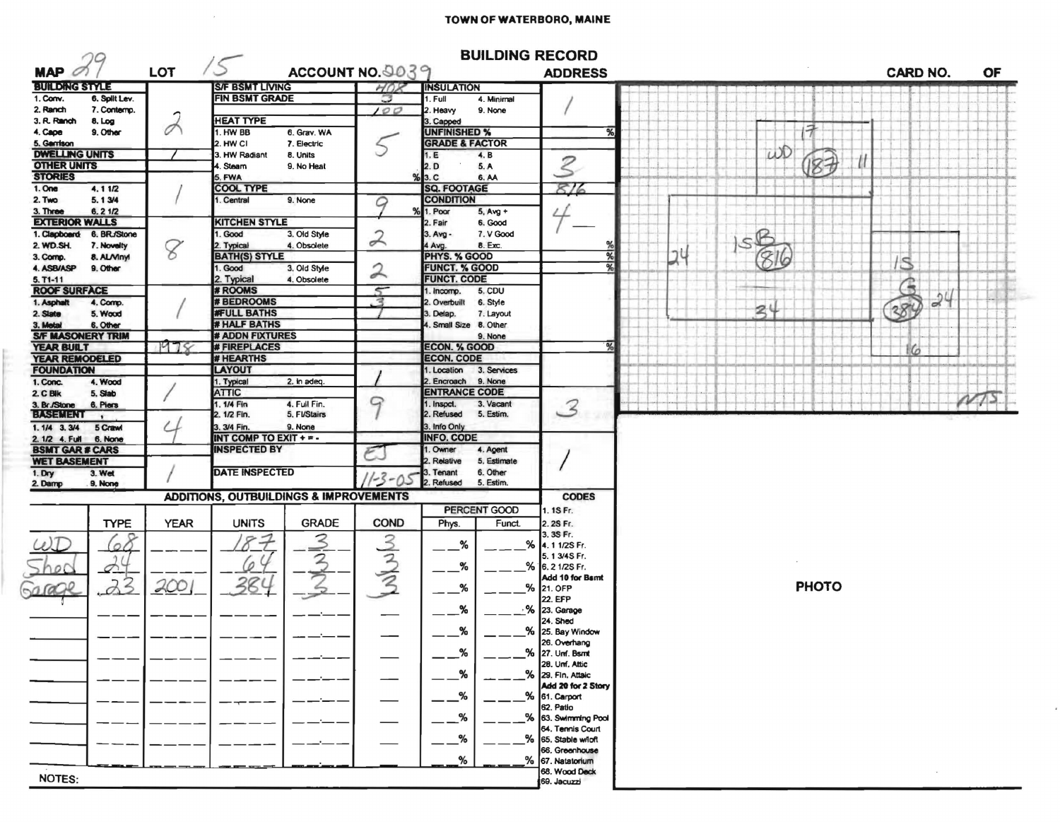**TOWN OF WATERBORO, MAINE**

# BUILDING RECORD

MAP 29 LOT 15 ACCOUNT NO. 2039 ADDRESS CARD NO. OF

| | | | | | |
|---|---|---|---|---|---|
| **BUILDING STYLE** 1. Conv. 6. Split Lev. 2. Ranch 7. Contemp. 3. R. Ranch 8. Log 4. Cape 9. Other 5. Garrison | 2 | **S/F BSMT LIVING** | 408 | **INSULATION** 1. Full 4. Minimal 2. Heavy 9. None 3. Capped | 1 |
| | | **FIN BSMT GRADE** | 3 / 100 | | |
| **DWELLING UNITS** | 1 | **HEAT TYPE** 1. HW BB 6. Grav. WA 2. HW CI 7. Electric 3. HW Radiant 8. Units 4. Steam 9. No Heat 5. FWA | 5 | **UNFINISHED %** | % |
| **OTHER UNITS** | | | | **GRADE & FACTOR** 1. E 4. B 2. D 5. A 3. C 6. AA | 3 |
| **STORIES** 1. One 4. 1 1/2 2. Two 5. 1 3/4 3. Three 6. 2 1/2 | 1 | **COOL TYPE** 1. Central 9. None | 9 % | **SQ. FOOTAGE** | 816 |
| **EXTERIOR WALLS** 1. Clapboard 6. BR/Stone 2. WD.SH. 7. Novelty 3. Comp. 8. AL/Vinyl 4. ASB/ASP 9. Other 5. T1-11 | 8 | **KITCHEN STYLE** 1. Good 3. Old Style 2. Typical 4. Obsolete | 2 | **CONDITION** 1. Poor 5. Avg + 2. Fair 6. Good 3. Avg - 7. V Good 4 Avg. 8. Exc. | 4 |
| | | **BATH(S) STYLE** 1. Good 3. Old Style 2. Typical 4. Obsolete | 2 | **PHYS. % GOOD** | % |
| | | | | **FUNCT. % GOOD** | % |
| **ROOF SURFACE** 1. Asphalt 4. Comp. 2. Slate 5. Wood 3. Metal 6. Other | 1 | **# ROOMS** | 5 | **FUNCT. CODE** 1. Incomp. 5. CDU 2. Overbuilt 6. Style 3. Depl. 7. Layout 4. Small Size 8. Other 9. None | |
| | | **# BEDROOMS** | 3 | | |
| | | **#FULL BATHS** | 1 | | |
| **S/F MASONRY TRIM** | | **# HALF BATHS** | | | |
| | | **# ADDN FIXTURES** | | | |
| **YEAR BUILT** | 1978 | **# FIREPLACES** | | **ECON. % GOOD** | % |
| **YEAR REMODELED** | | **# HEARTHS** | | **ECON. CODE** 1. Location 3. Services 2. Encroach 9. None | |
| **FOUNDATION** 1. Conc. 4. Wood 2. C Blk 5. Slab 3. Br./Stone 6. Piers | 1 | **LAYOUT** 1. Typical 2. In adeq. | 1 | | |
| | | **ATTIC** 1. 1/4 Fin 4. Full Fin. 2. 1/2 Fin. 5. Fl/Stairs 3. 3/4 Fin. 9. None | 9 | **ENTRANCE CODE** 1. Inspct. 3. Vacant 2. Refused 5. Estim. 3. Info Only | 3 |
| **BASEMENT** 1. 1/4 3. 3/4 5 Crawl 2. 1/2 4. Full 6. None | 4 | **INT COMP TO EXIT + = -** | | | |
| **BSMT GAR # CARS** | | **INSPECTED BY** | EJ | **INFO. CODE** 1. Owner 4. Agent 2. Relative 5. Estimate 3. Tenant 6. Other 2. Refused 5. Estim. | 1 |
| **WET BASEMENT** 1. Dry 3. Wet 2. Damp 9. None | 1 | **DATE INSPECTED** | 11-3-05 | | |

## ADDITIONS, OUTBUILDINGS & IMPROVEMENTS

| | TYPE | YEAR | UNITS | GRADE | COND | PERCENT GOOD Phys. | Funct. |
|---|---|---|---|---|---|---|---|
| WD | 68 | | 187 | 3 | 3 | % | % |
| Shed | 24 | | 64 | 3 | 3 | % | % |
| Garage | 23 | 2001 | 384 | 3 | 3 | % | % |
| | | | | | | % | % |
| | | | | | | % | % |
| | | | | | | % | % |
| | | | | | | % | % |
| | | | | | | % | % |
| | | | | | | % | % |
| | | | | | | % | % |

**CODES**
1. 1S Fr.
2. 2S Fr.
3. 3S Fr.
4. 1 1/2S Fr.
5. 1 3/4S Fr.
6. 2 1/2S Fr.
Add 10 for Bsmt
21. OFP
22. EFP
23. Garage
24. Shed
25. Bay Window
26. Overhang
27. Unf. Bsmt
28. Unf. Attic
29. Fin. Attaic
Add 20 for 2 Story
61. Carport
62. Patio
63. Swimming Pool
64. Tennis Court
65. Stable w/loft
66. Greenhouse
67. Natatorium
68. Wood Deck
69. Jacuzzi

NOTES:

Sketch: WD 17 x 11 (187); 1S B 24 x 34 (816); 1S G 24 x 16 (384); NTS

PHOTO